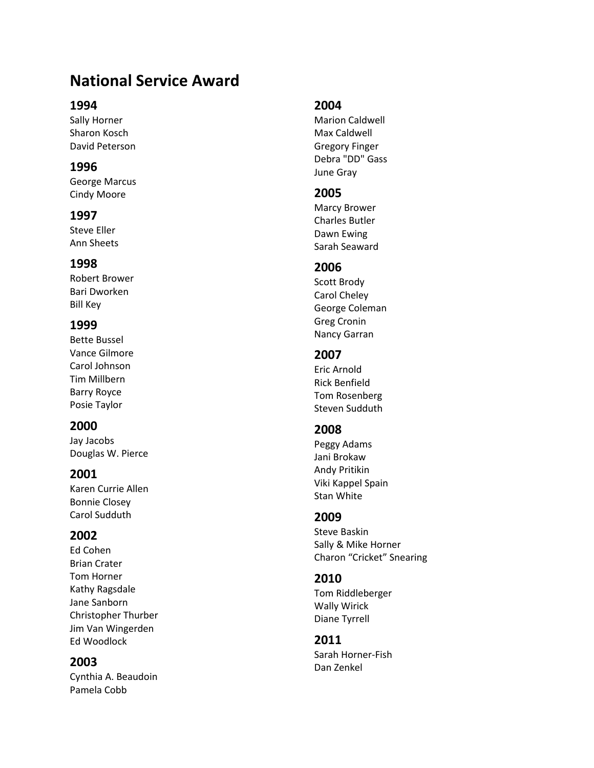# National Service Award

## 1994

Sally Horner
Sharon Kosch
David Peterson

## 1996

George Marcus
Cindy Moore

## 1997

Steve Eller
Ann Sheets

## 1998

Robert Brower
Bari Dworken
Bill Key

## 1999

Bette Bussel
Vance Gilmore
Carol Johnson
Tim Millbern
Barry Royce
Posie Taylor

## 2000

Jay Jacobs
Douglas W. Pierce

## 2001

Karen Currie Allen
Bonnie Closey
Carol Sudduth

## 2002

Ed Cohen
Brian Crater
Tom Horner
Kathy Ragsdale
Jane Sanborn
Christopher Thurber
Jim Van Wingerden
Ed Woodlock

## 2003

Cynthia A. Beaudoin
Pamela Cobb

## 2004

Marion Caldwell
Max Caldwell
Gregory Finger
Debra "DD" Gass
June Gray

## 2005

Marcy Brower
Charles Butler
Dawn Ewing
Sarah Seaward

## 2006

Scott Brody
Carol Cheley
George Coleman
Greg Cronin
Nancy Garran

## 2007

Eric Arnold
Rick Benfield
Tom Rosenberg
Steven Sudduth

## 2008

Peggy Adams
Jani Brokaw
Andy Pritikin
Viki Kappel Spain
Stan White

## 2009

Steve Baskin
Sally & Mike Horner
Charon “Cricket” Snearing

## 2010

Tom Riddleberger
Wally Wirick
Diane Tyrrell

## 2011

Sarah Horner-Fish
Dan Zenkel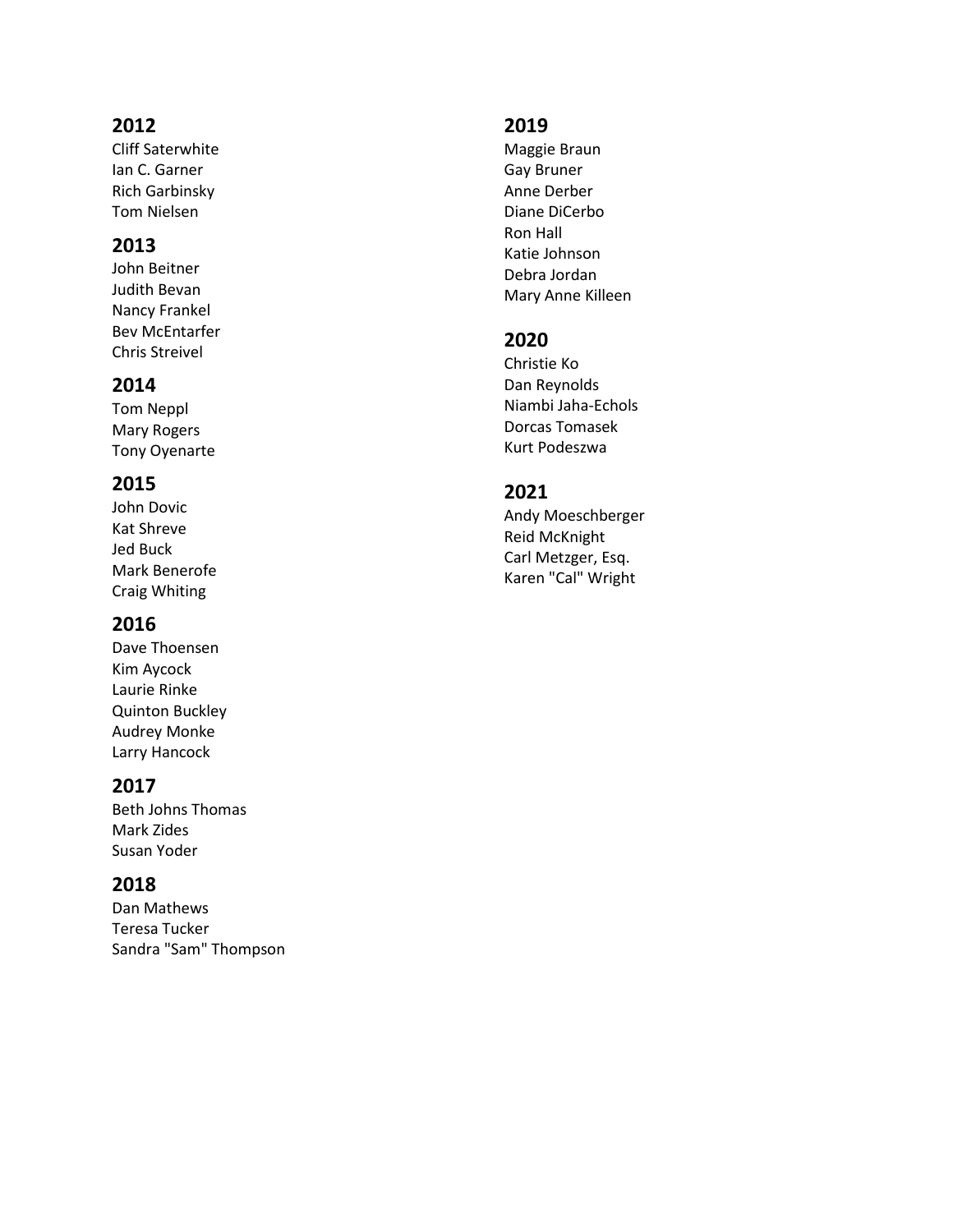## 2012

Cliff Saterwhite
Ian C. Garner
Rich Garbinsky
Tom Nielsen

## 2013

John Beitner
Judith Bevan
Nancy Frankel
Bev McEntarfer
Chris Streivel

## 2014

Tom Neppl
Mary Rogers
Tony Oyenarte

## 2015

John Dovic
Kat Shreve
Jed Buck
Mark Benerofe
Craig Whiting

## 2016

Dave Thoensen
Kim Aycock
Laurie Rinke
Quinton Buckley
Audrey Monke
Larry Hancock

## 2017

Beth Johns Thomas
Mark Zides
Susan Yoder

## 2018

Dan Mathews
Teresa Tucker
Sandra "Sam" Thompson

## 2019

Maggie Braun
Gay Bruner
Anne Derber
Diane DiCerbo
Ron Hall
Katie Johnson
Debra Jordan
Mary Anne Killeen

## 2020

Christie Ko
Dan Reynolds
Niambi Jaha-Echols
Dorcas Tomasek
Kurt Podeszwa

## 2021

Andy Moeschberger
Reid McKnight
Carl Metzger, Esq.
Karen "Cal" Wright